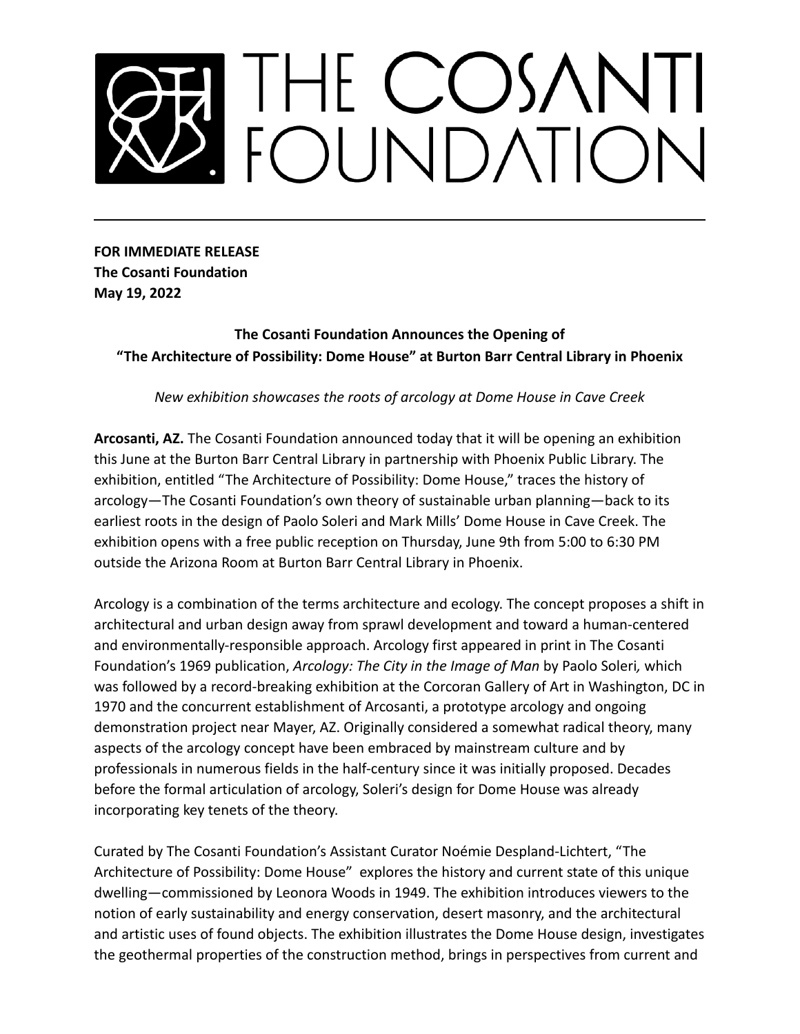# THE COSANTI FOUNDATION

**FOR IMMEDIATE RELEASE**
**The Cosanti Foundation**
**May 19, 2022**

## The Cosanti Foundation Announces the Opening of "The Architecture of Possibility: Dome House" at Burton Barr Central Library in Phoenix

*New exhibition showcases the roots of arcology at Dome House in Cave Creek*

**Arcosanti, AZ.** The Cosanti Foundation announced today that it will be opening an exhibition this June at the Burton Barr Central Library in partnership with Phoenix Public Library. The exhibition, entitled "The Architecture of Possibility: Dome House," traces the history of arcology—The Cosanti Foundation's own theory of sustainable urban planning—back to its earliest roots in the design of Paolo Soleri and Mark Mills' Dome House in Cave Creek. The exhibition opens with a free public reception on Thursday, June 9th from 5:00 to 6:30 PM outside the Arizona Room at Burton Barr Central Library in Phoenix.

Arcology is a combination of the terms architecture and ecology. The concept proposes a shift in architectural and urban design away from sprawl development and toward a human-centered and environmentally-responsible approach. Arcology first appeared in print in The Cosanti Foundation's 1969 publication, *Arcology: The City in the Image of Man* by Paolo Soleri*,* which was followed by a record-breaking exhibition at the Corcoran Gallery of Art in Washington, DC in 1970 and the concurrent establishment of Arcosanti, a prototype arcology and ongoing demonstration project near Mayer, AZ. Originally considered a somewhat radical theory, many aspects of the arcology concept have been embraced by mainstream culture and by professionals in numerous fields in the half-century since it was initially proposed. Decades before the formal articulation of arcology, Soleri's design for Dome House was already incorporating key tenets of the theory.

Curated by The Cosanti Foundation's Assistant Curator Noémie Despland-Lichtert, "The Architecture of Possibility: Dome House" explores the history and current state of this unique dwelling—commissioned by Leonora Woods in 1949. The exhibition introduces viewers to the notion of early sustainability and energy conservation, desert masonry, and the architectural and artistic uses of found objects. The exhibition illustrates the Dome House design, investigates the geothermal properties of the construction method, brings in perspectives from current and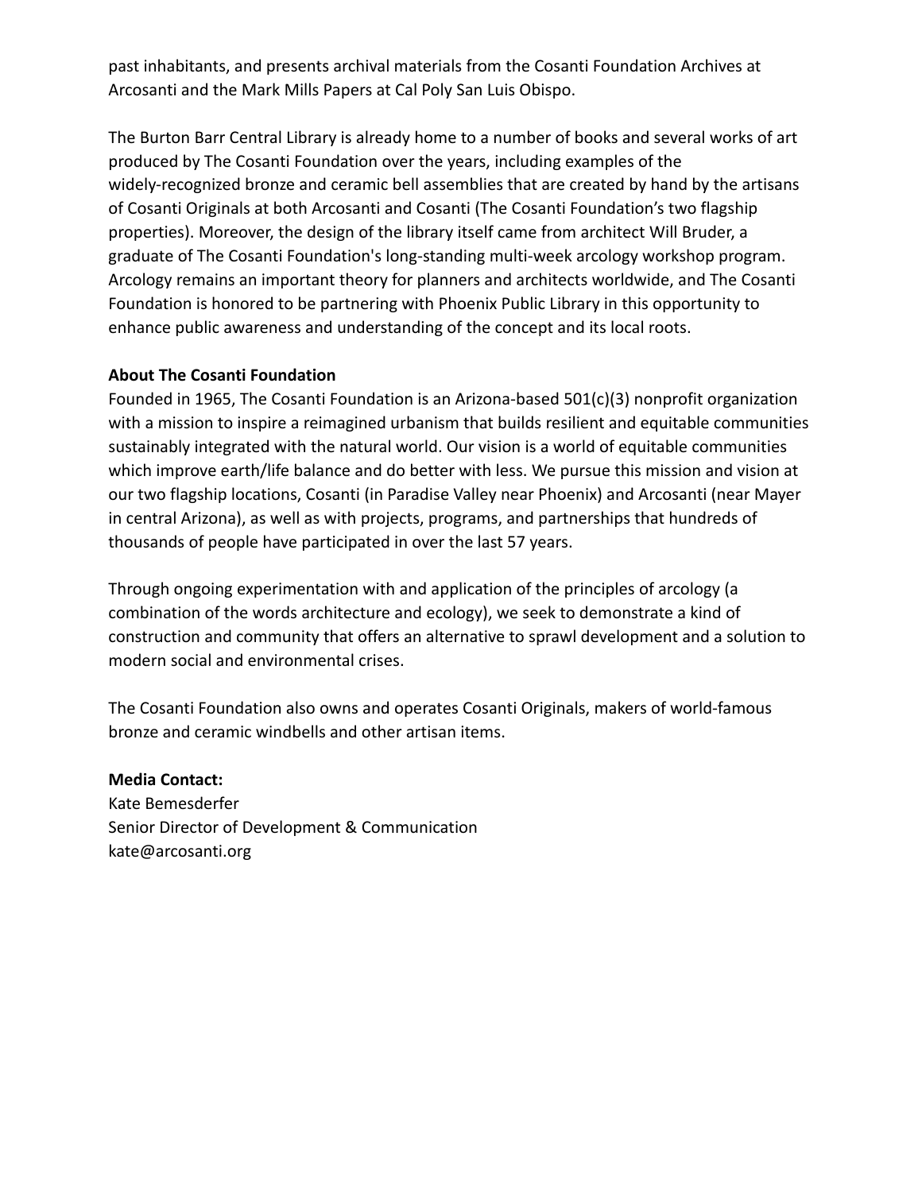past inhabitants, and presents archival materials from the Cosanti Foundation Archives at Arcosanti and the Mark Mills Papers at Cal Poly San Luis Obispo.

The Burton Barr Central Library is already home to a number of books and several works of art produced by The Cosanti Foundation over the years, including examples of the widely-recognized bronze and ceramic bell assemblies that are created by hand by the artisans of Cosanti Originals at both Arcosanti and Cosanti (The Cosanti Foundation's two flagship properties). Moreover, the design of the library itself came from architect Will Bruder, a graduate of The Cosanti Foundation's long-standing multi-week arcology workshop program. Arcology remains an important theory for planners and architects worldwide, and The Cosanti Foundation is honored to be partnering with Phoenix Public Library in this opportunity to enhance public awareness and understanding of the concept and its local roots.

**About The Cosanti Foundation**

Founded in 1965, The Cosanti Foundation is an Arizona-based 501(c)(3) nonprofit organization with a mission to inspire a reimagined urbanism that builds resilient and equitable communities sustainably integrated with the natural world. Our vision is a world of equitable communities which improve earth/life balance and do better with less. We pursue this mission and vision at our two flagship locations, Cosanti (in Paradise Valley near Phoenix) and Arcosanti (near Mayer in central Arizona), as well as with projects, programs, and partnerships that hundreds of thousands of people have participated in over the last 57 years.

Through ongoing experimentation with and application of the principles of arcology (a combination of the words architecture and ecology), we seek to demonstrate a kind of construction and community that offers an alternative to sprawl development and a solution to modern social and environmental crises.

The Cosanti Foundation also owns and operates Cosanti Originals, makers of world-famous bronze and ceramic windbells and other artisan items.

**Media Contact:**
Kate Bemesderfer
Senior Director of Development & Communication
kate@arcosanti.org